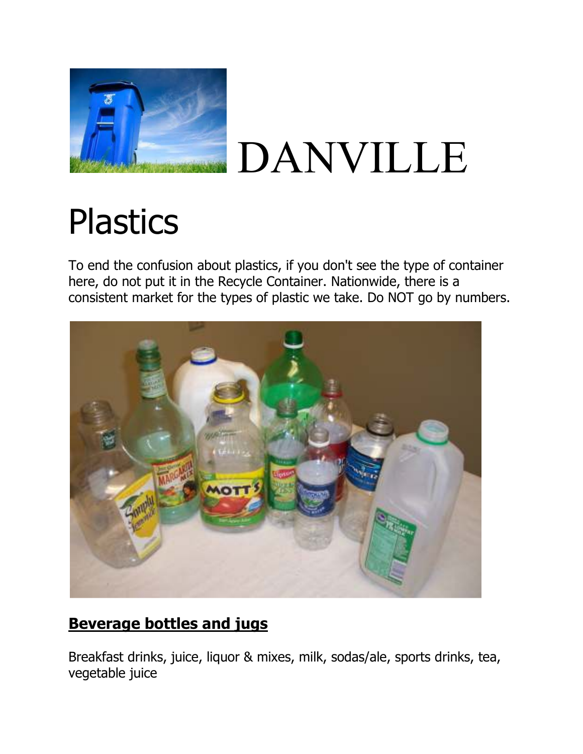# DANVILLE

# Plastics

To end the confusion about plastics, if you don't see the type of container here, do not put it in the Recycle Container. Nationwide, there is a consistent market for the types of plastic we take. Do NOT go by numbers.

## **Beverage bottles and jugs**

Breakfast drinks, juice, liquor & mixes, milk, sodas/ale, sports drinks, tea, vegetable juice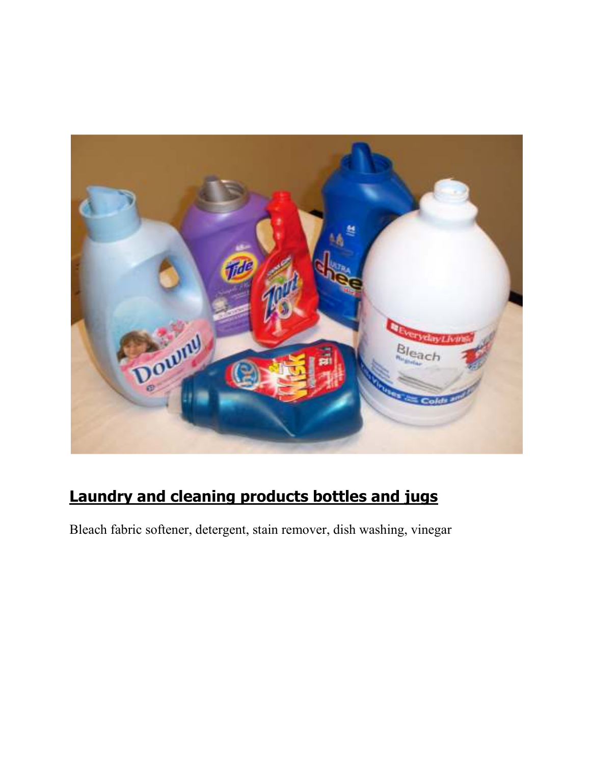## <u>Laundry and cleaning products bottles and jugs</u>

Bleach fabric softener, detergent, stain remover, dish washing, vinegar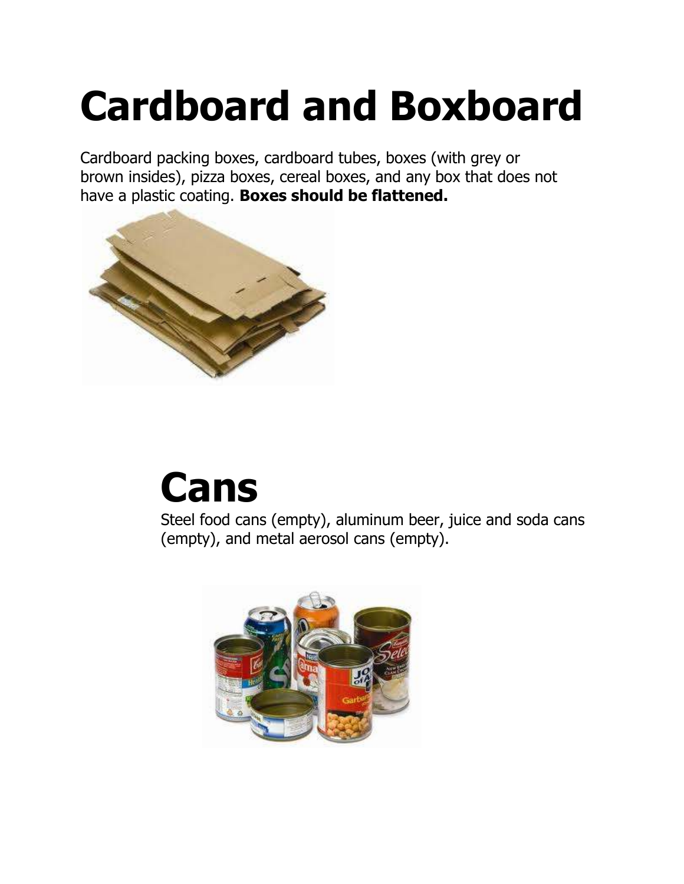# Cardboard and Boxboard

Cardboard packing boxes, cardboard tubes, boxes (with grey or brown insides), pizza boxes, cereal boxes, and any box that does not have a plastic coating. **Boxes should be flattened.**

# Cans

Steel food cans (empty), aluminum beer, juice and soda cans (empty), and metal aerosol cans (empty).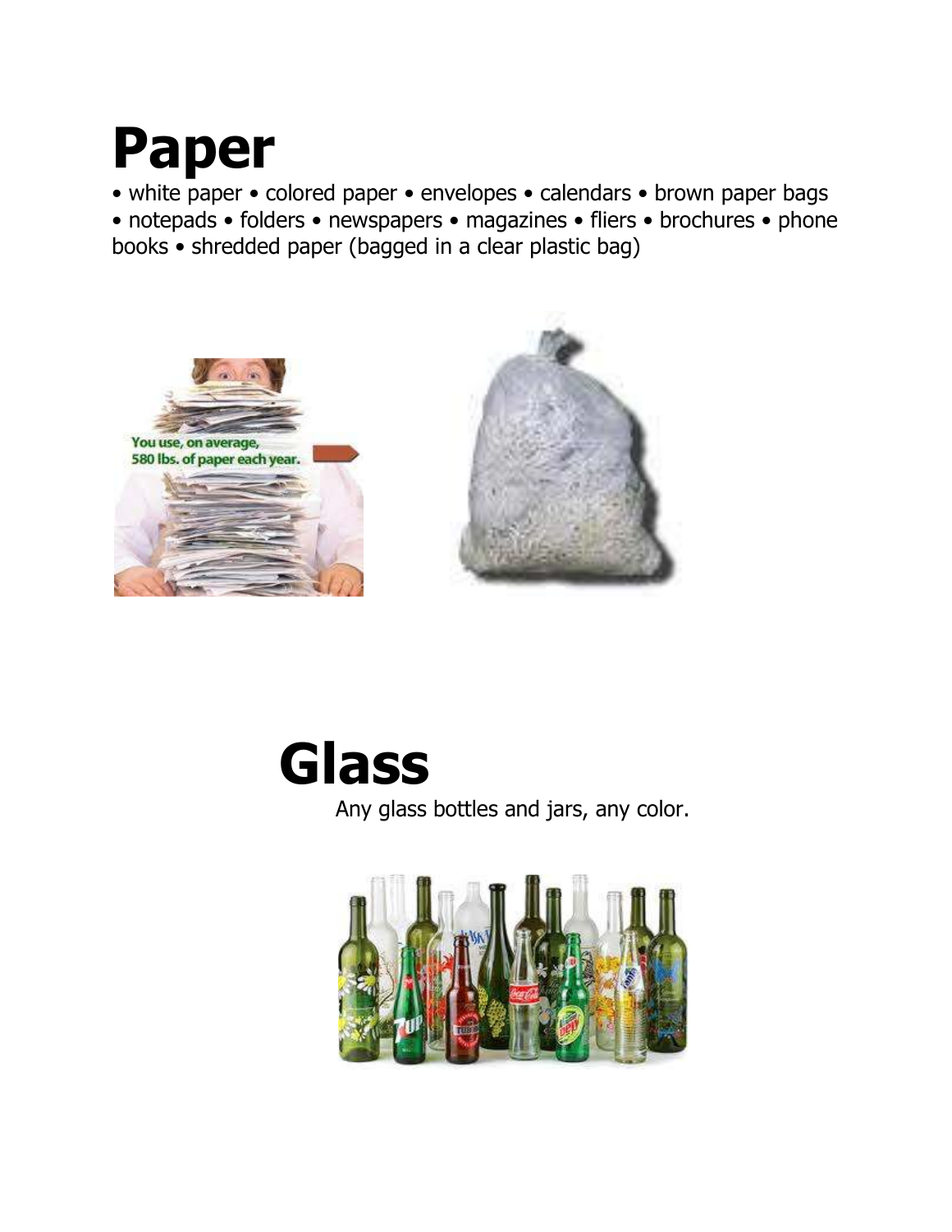# Paper

• white paper • colored paper • envelopes • calendars • brown paper bags • notepads • folders • newspapers • magazines • fliers • brochures • phone books • shredded paper (bagged in a clear plastic bag)

# Glass

Any glass bottles and jars, any color.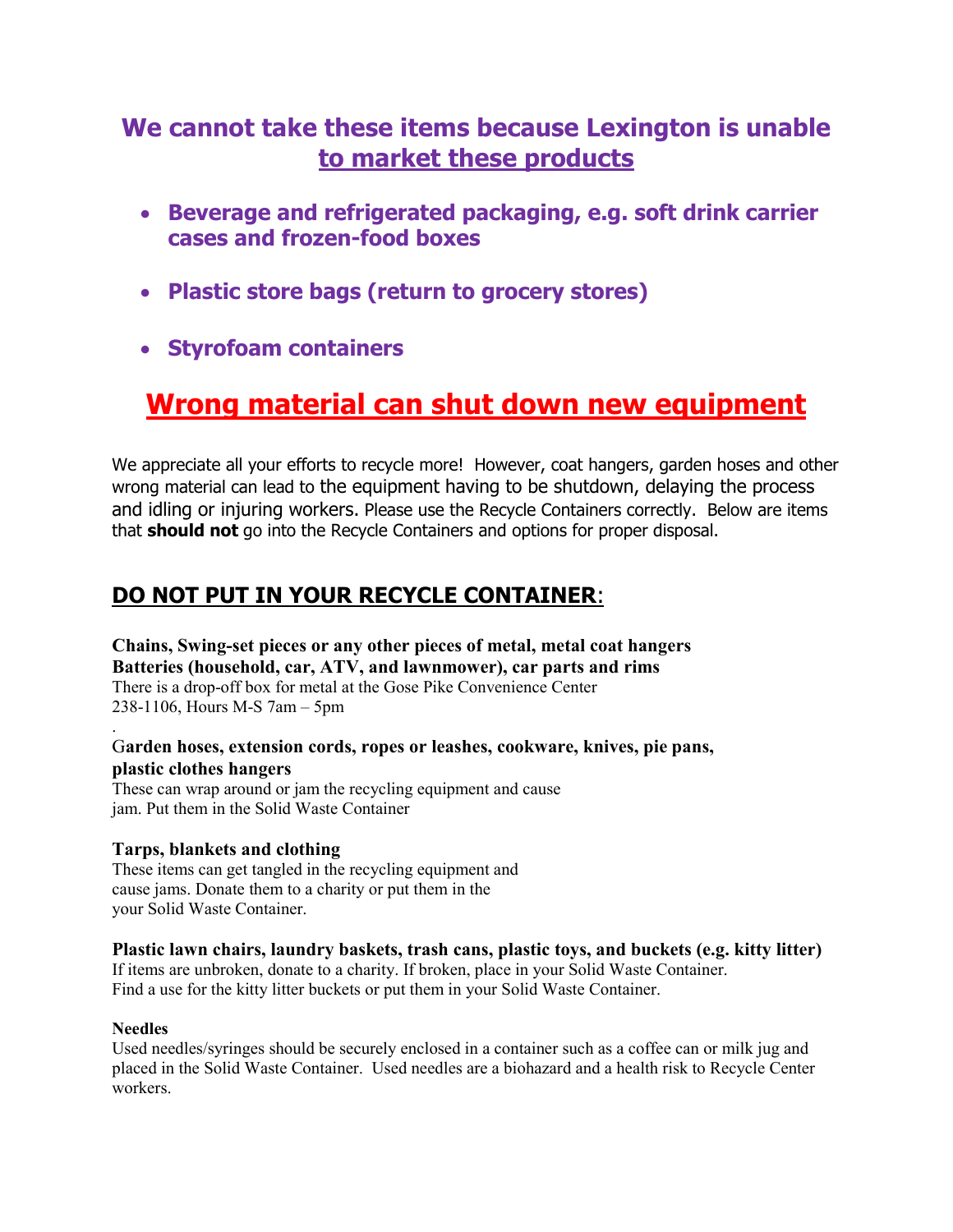## We cannot take these items because Lexington is unable to market these products

- **Beverage and refrigerated packaging, e.g. soft drink carrier cases and frozen-food boxes**
- **Plastic store bags (return to grocery stores)**
- **Styrofoam containers**

# Wrong material can shut down new equipment

We appreciate all your efforts to recycle more! However, coat hangers, garden hoses and other wrong material can lead to the equipment having to be shutdown, delaying the process and idling or injuring workers. Please use the Recycle Containers correctly. Below are items that **should not** go into the Recycle Containers and options for proper disposal.

## DO NOT PUT IN YOUR RECYCLE CONTAINER:

**Chains, Swing-set pieces or any other pieces of metal, metal coat hangers**
**Batteries (household, car, ATV, and lawnmower), car parts and rims**
There is a drop-off box for metal at the Gose Pike Convenience Center
238-1106, Hours M-S 7am – 5pm

.

**Garden hoses, extension cords, ropes or leashes, cookware, knives, pie pans, plastic clothes hangers**
These can wrap around or jam the recycling equipment and cause jam. Put them in the Solid Waste Container

**Tarps, blankets and clothing**
These items can get tangled in the recycling equipment and cause jams. Donate them to a charity or put them in the your Solid Waste Container.

**Plastic lawn chairs, laundry baskets, trash cans, plastic toys, and buckets (e.g. kitty litter)**
If items are unbroken, donate to a charity. If broken, place in your Solid Waste Container.
Find a use for the kitty litter buckets or put them in your Solid Waste Container.

**Needles**
Used needles/syringes should be securely enclosed in a container such as a coffee can or milk jug and placed in the Solid Waste Container. Used needles are a biohazard and a health risk to Recycle Center workers.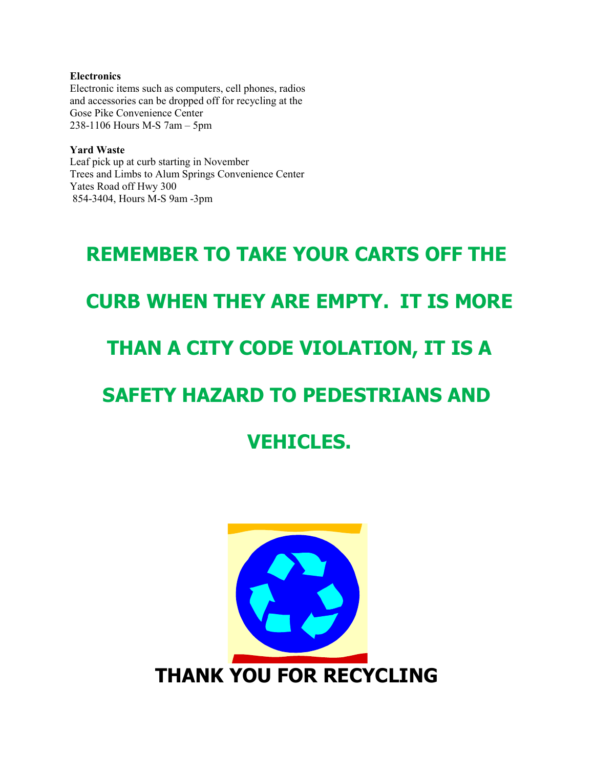**Electronics**
Electronic items such as computers, cell phones, radios and accessories can be dropped off for recycling at the Gose Pike Convenience Center
238-1106 Hours M-S 7am – 5pm

**Yard Waste**
Leaf pick up at curb starting in November
Trees and Limbs to Alum Springs Convenience Center
Yates Road off Hwy 300
854-3404, Hours M-S 9am -3pm

**REMEMBER TO TAKE YOUR CARTS OFF THE CURB WHEN THEY ARE EMPTY. IT IS MORE THAN A CITY CODE VIOLATION, IT IS A SAFETY HAZARD TO PEDESTRIANS AND VEHICLES.**

**THANK YOU FOR RECYCLING**